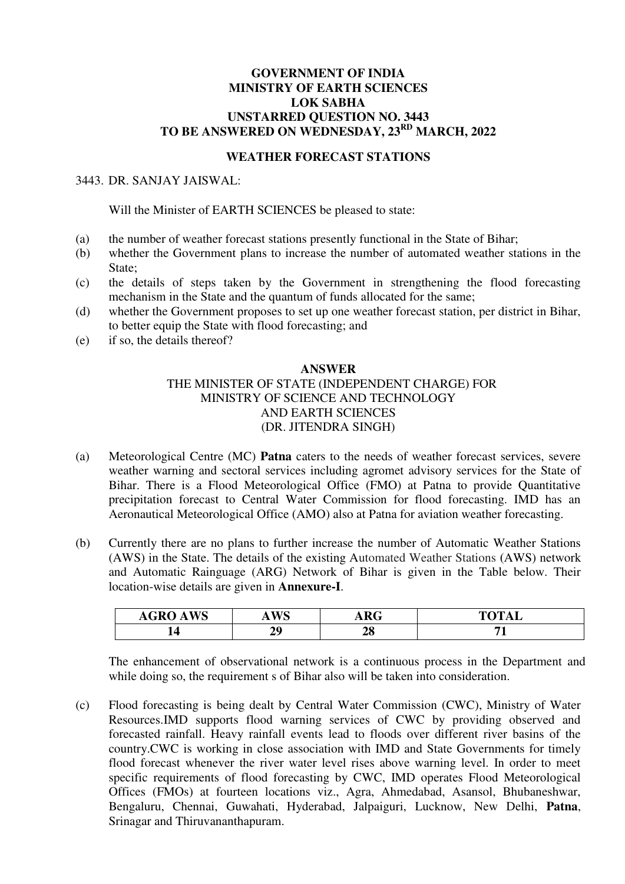**GOVERNMENT OF INDIA**
**MINISTRY OF EARTH SCIENCES**
**LOK SABHA**
**UNSTARRED QUESTION NO. 3443**
**TO BE ANSWERED ON WEDNESDAY, 23RD MARCH, 2022**

**WEATHER FORECAST STATIONS**

3443. DR. SANJAY JAISWAL:

Will the Minister of EARTH SCIENCES be pleased to state:

(a) the number of weather forecast stations presently functional in the State of Bihar;
(b) whether the Government plans to increase the number of automated weather stations in the State;
(c) the details of steps taken by the Government in strengthening the flood forecasting mechanism in the State and the quantum of funds allocated for the same;
(d) whether the Government proposes to set up one weather forecast station, per district in Bihar, to better equip the State with flood forecasting; and
(e) if so, the details thereof?

**ANSWER**
THE MINISTER OF STATE (INDEPENDENT CHARGE) FOR
MINISTRY OF SCIENCE AND TECHNOLOGY
AND EARTH SCIENCES
(DR. JITENDRA SINGH)

(a) Meteorological Centre (MC) **Patna** caters to the needs of weather forecast services, severe weather warning and sectoral services including agromet advisory services for the State of Bihar. There is a Flood Meteorological Office (FMO) at Patna to provide Quantitative precipitation forecast to Central Water Commission for flood forecasting. IMD has an Aeronautical Meteorological Office (AMO) also at Patna for aviation weather forecasting.

(b) Currently there are no plans to further increase the number of Automatic Weather Stations (AWS) in the State. The details of the existing Automated Weather Stations (AWS) network and Automatic Rainguage (ARG) Network of Bihar is given in the Table below. Their location-wise details are given in **Annexure-I**.

| AGRO AWS | AWS | ARG | TOTAL |
|---|---|---|---|
| 14 | 29 | 28 | 71 |

The enhancement of observational network is a continuous process in the Department and while doing so, the requirement s of Bihar also will be taken into consideration.

(c) Flood forecasting is being dealt by Central Water Commission (CWC), Ministry of Water Resources.IMD supports flood warning services of CWC by providing observed and forecasted rainfall. Heavy rainfall events lead to floods over different river basins of the country.CWC is working in close association with IMD and State Governments for timely flood forecast whenever the river water level rises above warning level. In order to meet specific requirements of flood forecasting by CWC, IMD operates Flood Meteorological Offices (FMOs) at fourteen locations viz., Agra, Ahmedabad, Asansol, Bhubaneshwar, Bengaluru, Chennai, Guwahati, Hyderabad, Jalpaiguri, Lucknow, New Delhi, **Patna**, Srinagar and Thiruvananthapuram.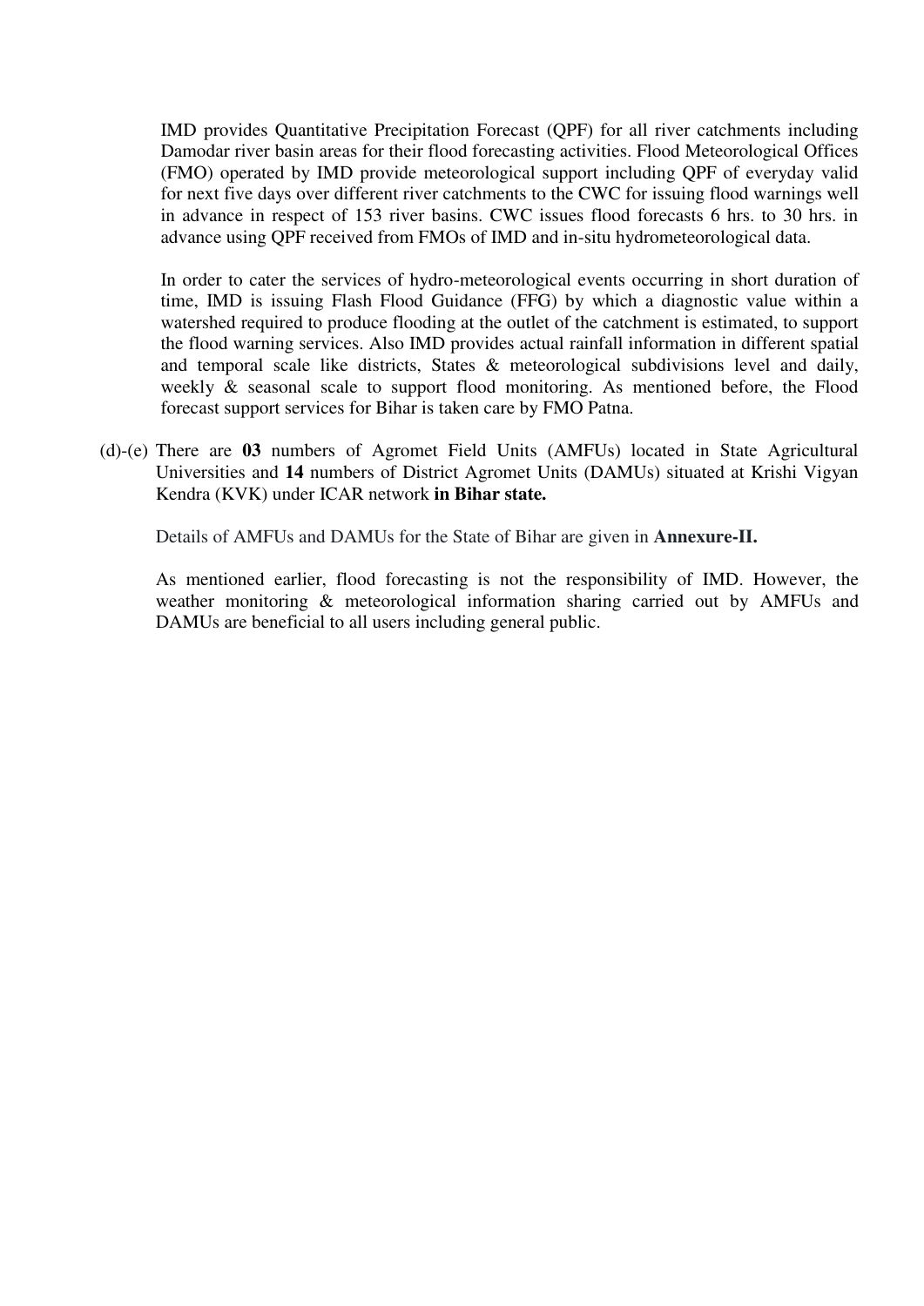IMD provides Quantitative Precipitation Forecast (QPF) for all river catchments including Damodar river basin areas for their flood forecasting activities. Flood Meteorological Offices (FMO) operated by IMD provide meteorological support including QPF of everyday valid for next five days over different river catchments to the CWC for issuing flood warnings well in advance in respect of 153 river basins. CWC issues flood forecasts 6 hrs. to 30 hrs. in advance using QPF received from FMOs of IMD and in-situ hydrometeorological data.

In order to cater the services of hydro-meteorological events occurring in short duration of time, IMD is issuing Flash Flood Guidance (FFG) by which a diagnostic value within a watershed required to produce flooding at the outlet of the catchment is estimated, to support the flood warning services. Also IMD provides actual rainfall information in different spatial and temporal scale like districts, States & meteorological subdivisions level and daily, weekly & seasonal scale to support flood monitoring. As mentioned before, the Flood forecast support services for Bihar is taken care by FMO Patna.

(d)-(e) There are **03** numbers of Agromet Field Units (AMFUs) located in State Agricultural Universities and **14** numbers of District Agromet Units (DAMUs) situated at Krishi Vigyan Kendra (KVK) under ICAR network **in Bihar state.**

Details of AMFUs and DAMUs for the State of Bihar are given in **Annexure-II.**

As mentioned earlier, flood forecasting is not the responsibility of IMD. However, the weather monitoring & meteorological information sharing carried out by AMFUs and DAMUs are beneficial to all users including general public.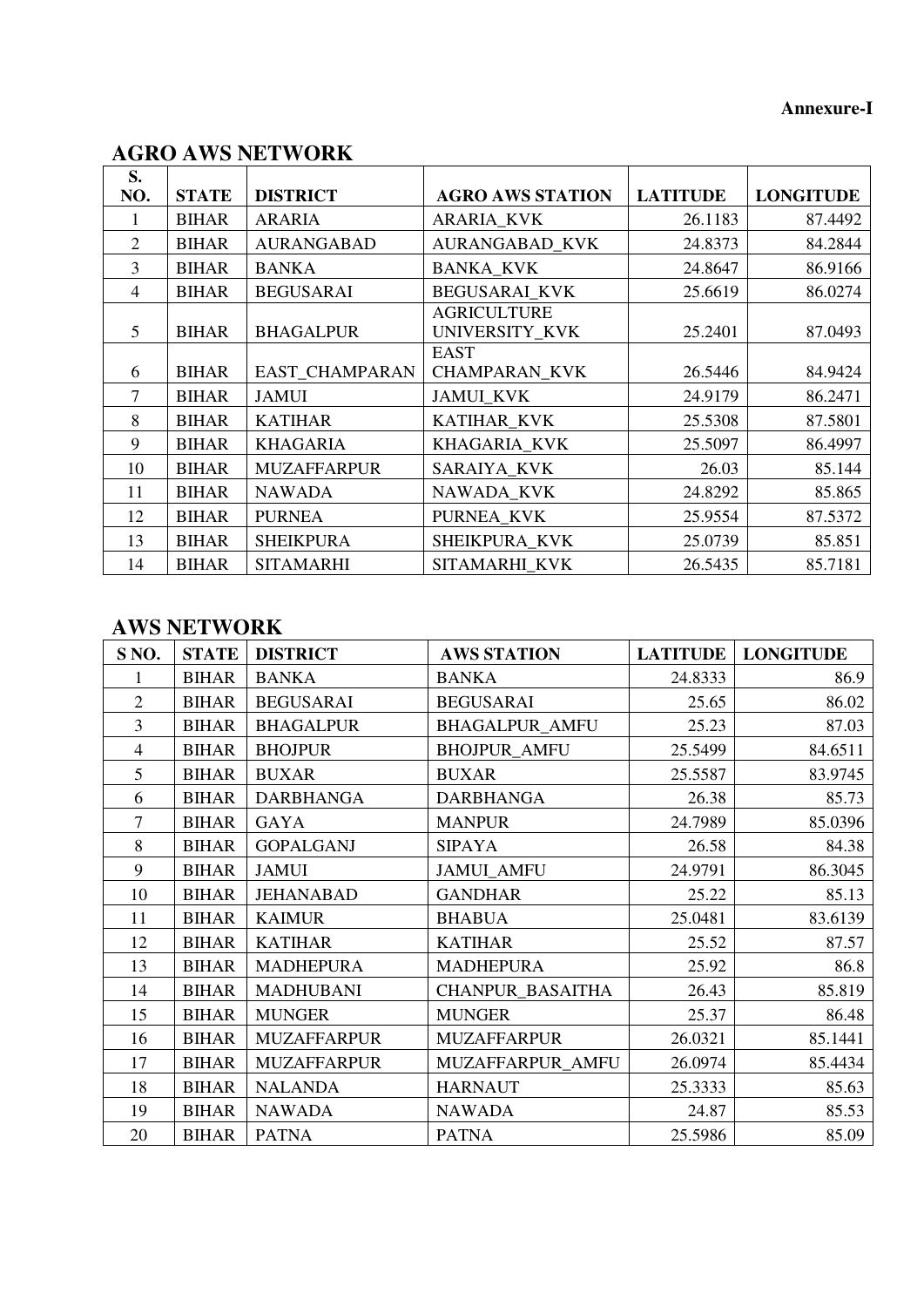**Annexure-I**

## AGRO AWS NETWORK

| S. NO. | STATE | DISTRICT | AGRO AWS STATION | LATITUDE | LONGITUDE |
|---|---|---|---|---|---|
| 1 | BIHAR | ARARIA | ARARIA_KVK | 26.1183 | 87.4492 |
| 2 | BIHAR | AURANGABAD | AURANGABAD_KVK | 24.8373 | 84.2844 |
| 3 | BIHAR | BANKA | BANKA_KVK | 24.8647 | 86.9166 |
| 4 | BIHAR | BEGUSARAI | BEGUSARAI_KVK | 25.6619 | 86.0274 |
| 5 | BIHAR | BHAGALPUR | AGRICULTURE UNIVERSITY_KVK | 25.2401 | 87.0493 |
| 6 | BIHAR | EAST_CHAMPARAN | EAST CHAMPARAN_KVK | 26.5446 | 84.9424 |
| 7 | BIHAR | JAMUI | JAMUI_KVK | 24.9179 | 86.2471 |
| 8 | BIHAR | KATIHAR | KATIHAR_KVK | 25.5308 | 87.5801 |
| 9 | BIHAR | KHAGARIA | KHAGARIA_KVK | 25.5097 | 86.4997 |
| 10 | BIHAR | MUZAFFARPUR | SARAIYA_KVK | 26.03 | 85.144 |
| 11 | BIHAR | NAWADA | NAWADA_KVK | 24.8292 | 85.865 |
| 12 | BIHAR | PURNEA | PURNEA_KVK | 25.9554 | 87.5372 |
| 13 | BIHAR | SHEIKPURA | SHEIKPURA_KVK | 25.0739 | 85.851 |
| 14 | BIHAR | SITAMARHI | SITAMARHI_KVK | 26.5435 | 85.7181 |

## AWS NETWORK

| S NO. | STATE | DISTRICT | AWS STATION | LATITUDE | LONGITUDE |
|---|---|---|---|---|---|
| 1 | BIHAR | BANKA | BANKA | 24.8333 | 86.9 |
| 2 | BIHAR | BEGUSARAI | BEGUSARAI | 25.65 | 86.02 |
| 3 | BIHAR | BHAGALPUR | BHAGALPUR_AMFU | 25.23 | 87.03 |
| 4 | BIHAR | BHOJPUR | BHOJPUR_AMFU | 25.5499 | 84.6511 |
| 5 | BIHAR | BUXAR | BUXAR | 25.5587 | 83.9745 |
| 6 | BIHAR | DARBHANGA | DARBHANGA | 26.38 | 85.73 |
| 7 | BIHAR | GAYA | MANPUR | 24.7989 | 85.0396 |
| 8 | BIHAR | GOPALGANJ | SIPAYA | 26.58 | 84.38 |
| 9 | BIHAR | JAMUI | JAMUI_AMFU | 24.9791 | 86.3045 |
| 10 | BIHAR | JEHANABAD | GANDHAR | 25.22 | 85.13 |
| 11 | BIHAR | KAIMUR | BHABUA | 25.0481 | 83.6139 |
| 12 | BIHAR | KATIHAR | KATIHAR | 25.52 | 87.57 |
| 13 | BIHAR | MADHEPURA | MADHEPURA | 25.92 | 86.8 |
| 14 | BIHAR | MADHUBANI | CHANPUR_BASAITHA | 26.43 | 85.819 |
| 15 | BIHAR | MUNGER | MUNGER | 25.37 | 86.48 |
| 16 | BIHAR | MUZAFFARPUR | MUZAFFARPUR | 26.0321 | 85.1441 |
| 17 | BIHAR | MUZAFFARPUR | MUZAFFARPUR_AMFU | 26.0974 | 85.4434 |
| 18 | BIHAR | NALANDA | HARNAUT | 25.3333 | 85.63 |
| 19 | BIHAR | NAWADA | NAWADA | 24.87 | 85.53 |
| 20 | BIHAR | PATNA | PATNA | 25.5986 | 85.09 |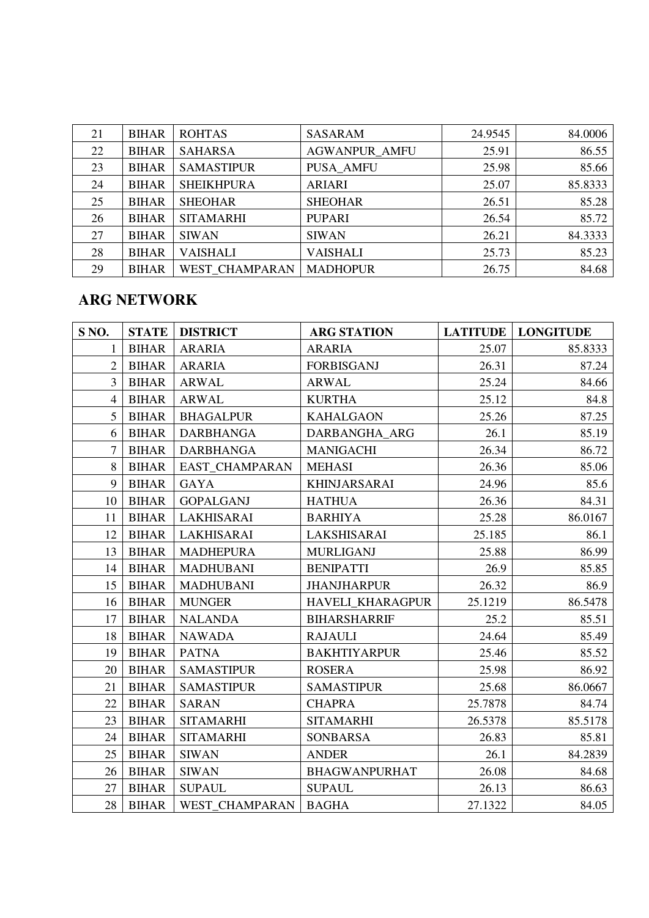| 21 | BIHAR | ROHTAS | SASARAM | 24.9545 | 84.0006 |
|---|---|---|---|---|---|
| 22 | BIHAR | SAHARSA | AGWANPUR_AMFU | 25.91 | 86.55 |
| 23 | BIHAR | SAMASTIPUR | PUSA_AMFU | 25.98 | 85.66 |
| 24 | BIHAR | SHEIKHPURA | ARIARI | 25.07 | 85.8333 |
| 25 | BIHAR | SHEOHAR | SHEOHAR | 26.51 | 85.28 |
| 26 | BIHAR | SITAMARHI | PUPARI | 26.54 | 85.72 |
| 27 | BIHAR | SIWAN | SIWAN | 26.21 | 84.3333 |
| 28 | BIHAR | VAISHALI | VAISHALI | 25.73 | 85.23 |
| 29 | BIHAR | WEST_CHAMPARAN | MADHOPUR | 26.75 | 84.68 |

## ARG NETWORK

| S NO. | STATE | DISTRICT | ARG STATION | LATITUDE | LONGITUDE |
|---|---|---|---|---|---|
| 1 | BIHAR | ARARIA | ARARIA | 25.07 | 85.8333 |
| 2 | BIHAR | ARARIA | FORBISGANJ | 26.31 | 87.24 |
| 3 | BIHAR | ARWAL | ARWAL | 25.24 | 84.66 |
| 4 | BIHAR | ARWAL | KURTHA | 25.12 | 84.8 |
| 5 | BIHAR | BHAGALPUR | KAHALGAON | 25.26 | 87.25 |
| 6 | BIHAR | DARBHANGA | DARBANGHA_ARG | 26.1 | 85.19 |
| 7 | BIHAR | DARBHANGA | MANIGACHI | 26.34 | 86.72 |
| 8 | BIHAR | EAST_CHAMPARAN | MEHASI | 26.36 | 85.06 |
| 9 | BIHAR | GAYA | KHINJARSARAI | 24.96 | 85.6 |
| 10 | BIHAR | GOPALGANJ | HATHUA | 26.36 | 84.31 |
| 11 | BIHAR | LAKHISARAI | BARHIYA | 25.28 | 86.0167 |
| 12 | BIHAR | LAKHISARAI | LAKSHISARAI | 25.185 | 86.1 |
| 13 | BIHAR | MADHEPURA | MURLIGANJ | 25.88 | 86.99 |
| 14 | BIHAR | MADHUBANI | BENIPATTI | 26.9 | 85.85 |
| 15 | BIHAR | MADHUBANI | JHANJHARPUR | 26.32 | 86.9 |
| 16 | BIHAR | MUNGER | HAVELI_KHARAGPUR | 25.1219 | 86.5478 |
| 17 | BIHAR | NALANDA | BIHARSHARRIF | 25.2 | 85.51 |
| 18 | BIHAR | NAWADA | RAJAULI | 24.64 | 85.49 |
| 19 | BIHAR | PATNA | BAKHTIYARPUR | 25.46 | 85.52 |
| 20 | BIHAR | SAMASTIPUR | ROSERA | 25.98 | 86.92 |
| 21 | BIHAR | SAMASTIPUR | SAMASTIPUR | 25.68 | 86.0667 |
| 22 | BIHAR | SARAN | CHAPRA | 25.7878 | 84.74 |
| 23 | BIHAR | SITAMARHI | SITAMARHI | 26.5378 | 85.5178 |
| 24 | BIHAR | SITAMARHI | SONBARSA | 26.83 | 85.81 |
| 25 | BIHAR | SIWAN | ANDER | 26.1 | 84.2839 |
| 26 | BIHAR | SIWAN | BHAGWANPURHAT | 26.08 | 84.68 |
| 27 | BIHAR | SUPAUL | SUPAUL | 26.13 | 86.63 |
| 28 | BIHAR | WEST_CHAMPARAN | BAGHA | 27.1322 | 84.05 |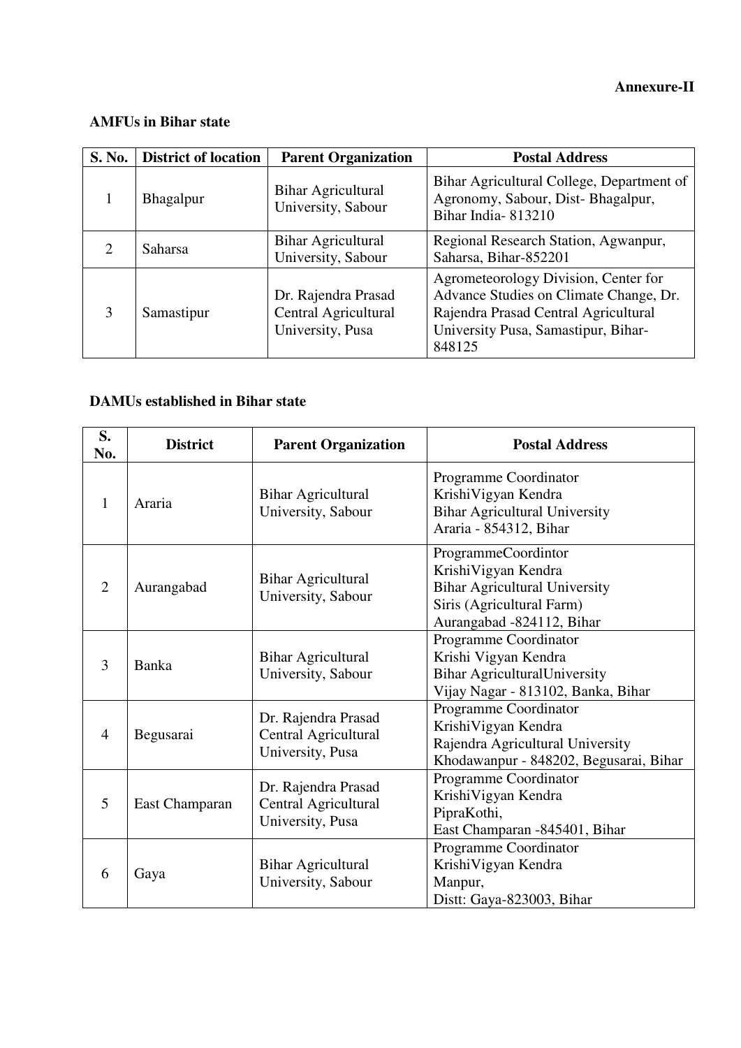**Annexure-II**

**AMFUs in Bihar state**

| S. No. | District of location | Parent Organization | Postal Address |
|---|---|---|---|
| 1 | Bhagalpur | Bihar Agricultural University, Sabour | Bihar Agricultural College, Department of Agronomy, Sabour, Dist- Bhagalpur, Bihar India- 813210 |
| 2 | Saharsa | Bihar Agricultural University, Sabour | Regional Research Station, Agwanpur, Saharsa, Bihar-852201 |
| 3 | Samastipur | Dr. Rajendra Prasad Central Agricultural University, Pusa | Agrometeorology Division, Center for Advance Studies on Climate Change, Dr. Rajendra Prasad Central Agricultural University Pusa, Samastipur, Bihar-848125 |

**DAMUs established in Bihar state**

| S. No. | District | Parent Organization | Postal Address |
|---|---|---|---|
| 1 | Araria | Bihar Agricultural University, Sabour | Programme Coordinator<br>KrishiVigyan Kendra<br>Bihar Agricultural University<br>Araria - 854312, Bihar |
| 2 | Aurangabad | Bihar Agricultural University, Sabour | ProgrammeCoordintor<br>KrishiVigyan Kendra<br>Bihar Agricultural University<br>Siris (Agricultural Farm)<br>Aurangabad -824112, Bihar |
| 3 | Banka | Bihar Agricultural University, Sabour | Programme Coordinator<br>Krishi Vigyan Kendra<br>Bihar AgriculturalUniversity<br>Vijay Nagar - 813102, Banka, Bihar |
| 4 | Begusarai | Dr. Rajendra Prasad Central Agricultural University, Pusa | Programme Coordinator<br>KrishiVigyan Kendra<br>Rajendra Agricultural University<br>Khodawanpur - 848202, Begusarai, Bihar |
| 5 | East Champaran | Dr. Rajendra Prasad Central Agricultural University, Pusa | Programme Coordinator<br>KrishiVigyan Kendra<br>PipraKothi,<br>East Champaran -845401, Bihar |
| 6 | Gaya | Bihar Agricultural University, Sabour | Programme Coordinator<br>KrishiVigyan Kendra<br>Manpur,<br>Distt: Gaya-823003, Bihar |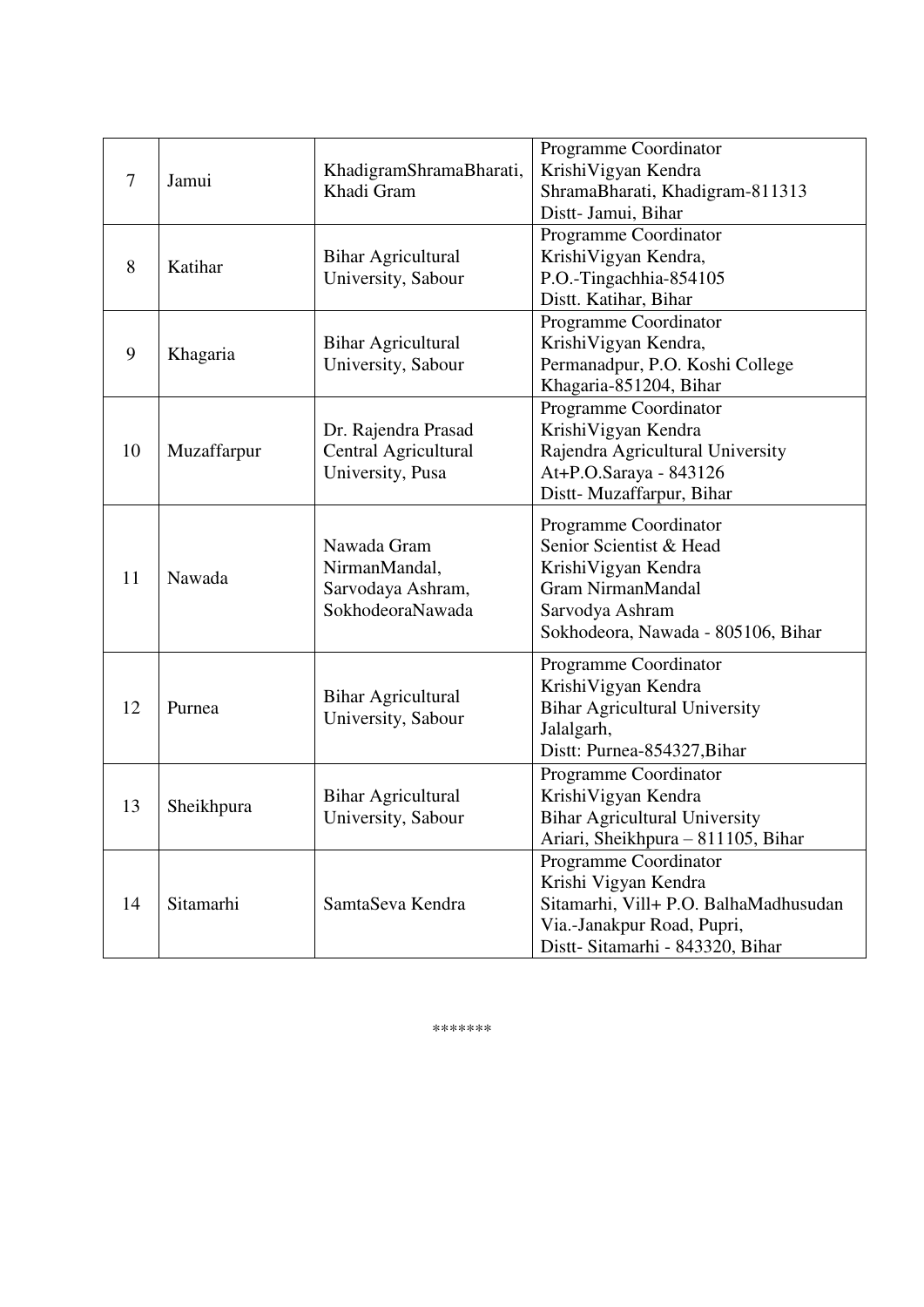| | | | |
|---|---|---|---|
| 7 | Jamui | KhadigramShramaBharati, Khadi Gram | Programme Coordinator<br>KrishiVigyan Kendra<br>ShramaBharati, Khadigram-811313<br>Distt- Jamui, Bihar |
| 8 | Katihar | Bihar Agricultural University, Sabour | Programme Coordinator<br>KrishiVigyan Kendra,<br>P.O.-Tingachhia-854105<br>Distt. Katihar, Bihar |
| 9 | Khagaria | Bihar Agricultural University, Sabour | Programme Coordinator<br>KrishiVigyan Kendra,<br>Permanadpur, P.O. Koshi College<br>Khagaria-851204, Bihar |
| 10 | Muzaffarpur | Dr. Rajendra Prasad Central Agricultural University, Pusa | Programme Coordinator<br>KrishiVigyan Kendra<br>Rajendra Agricultural University<br>At+P.O.Saraya - 843126<br>Distt- Muzaffarpur, Bihar |
| 11 | Nawada | Nawada Gram NirmanMandal, Sarvodaya Ashram, SokhodeoraNawada | Programme Coordinator<br>Senior Scientist & Head<br>KrishiVigyan Kendra<br>Gram NirmanMandal<br>Sarvodya Ashram<br>Sokhodeora, Nawada - 805106, Bihar |
| 12 | Purnea | Bihar Agricultural University, Sabour | Programme Coordinator<br>KrishiVigyan Kendra<br>Bihar Agricultural University<br>Jalalgarh,<br>Distt: Purnea-854327,Bihar |
| 13 | Sheikhpura | Bihar Agricultural University, Sabour | Programme Coordinator<br>KrishiVigyan Kendra<br>Bihar Agricultural University<br>Ariari, Sheikhpura – 811105, Bihar |
| 14 | Sitamarhi | SamtaSeva Kendra | Programme Coordinator<br>Krishi Vigyan Kendra<br>Sitamarhi, Vill+ P.O. BalhaMadhusudan<br>Via.-Janakpur Road, Pupri,<br>Distt- Sitamarhi - 843320, Bihar |

*******